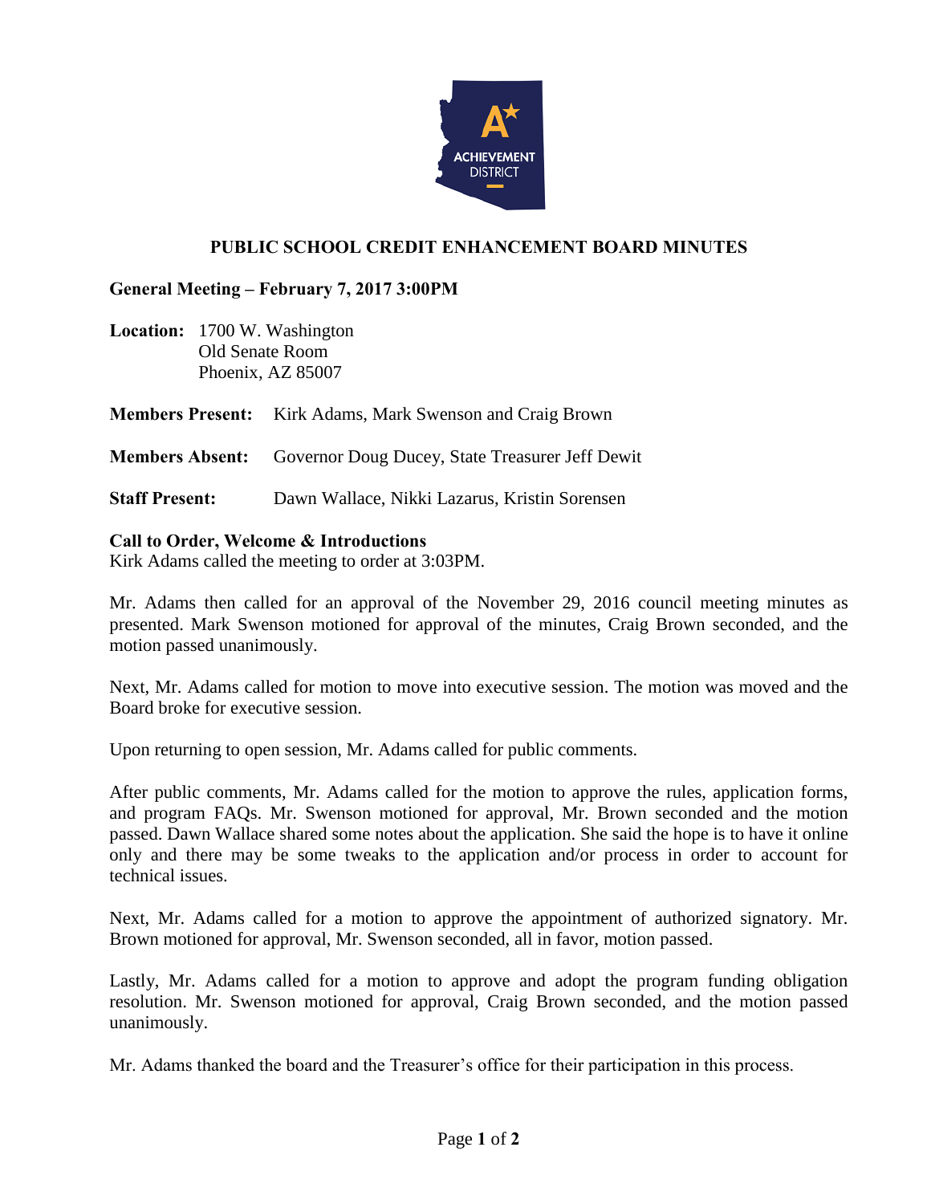# PUBLIC SCHOOL CREDIT ENHANCEMENT BOARD MINUTES

**General Meeting – February 7, 2017 3:00PM**

**Location:** 1700 W. Washington
Old Senate Room
Phoenix, AZ 85007

**Members Present:** Kirk Adams, Mark Swenson and Craig Brown

**Members Absent:** Governor Doug Ducey, State Treasurer Jeff Dewit

**Staff Present:** Dawn Wallace, Nikki Lazarus, Kristin Sorensen

**Call to Order, Welcome & Introductions**
Kirk Adams called the meeting to order at 3:03PM.

Mr. Adams then called for an approval of the November 29, 2016 council meeting minutes as presented. Mark Swenson motioned for approval of the minutes, Craig Brown seconded, and the motion passed unanimously.

Next, Mr. Adams called for motion to move into executive session. The motion was moved and the Board broke for executive session.

Upon returning to open session, Mr. Adams called for public comments.

After public comments, Mr. Adams called for the motion to approve the rules, application forms, and program FAQs. Mr. Swenson motioned for approval, Mr. Brown seconded and the motion passed. Dawn Wallace shared some notes about the application. She said the hope is to have it online only and there may be some tweaks to the application and/or process in order to account for technical issues.

Next, Mr. Adams called for a motion to approve the appointment of authorized signatory. Mr. Brown motioned for approval, Mr. Swenson seconded, all in favor, motion passed.

Lastly, Mr. Adams called for a motion to approve and adopt the program funding obligation resolution. Mr. Swenson motioned for approval, Craig Brown seconded, and the motion passed unanimously.

Mr. Adams thanked the board and the Treasurer's office for their participation in this process.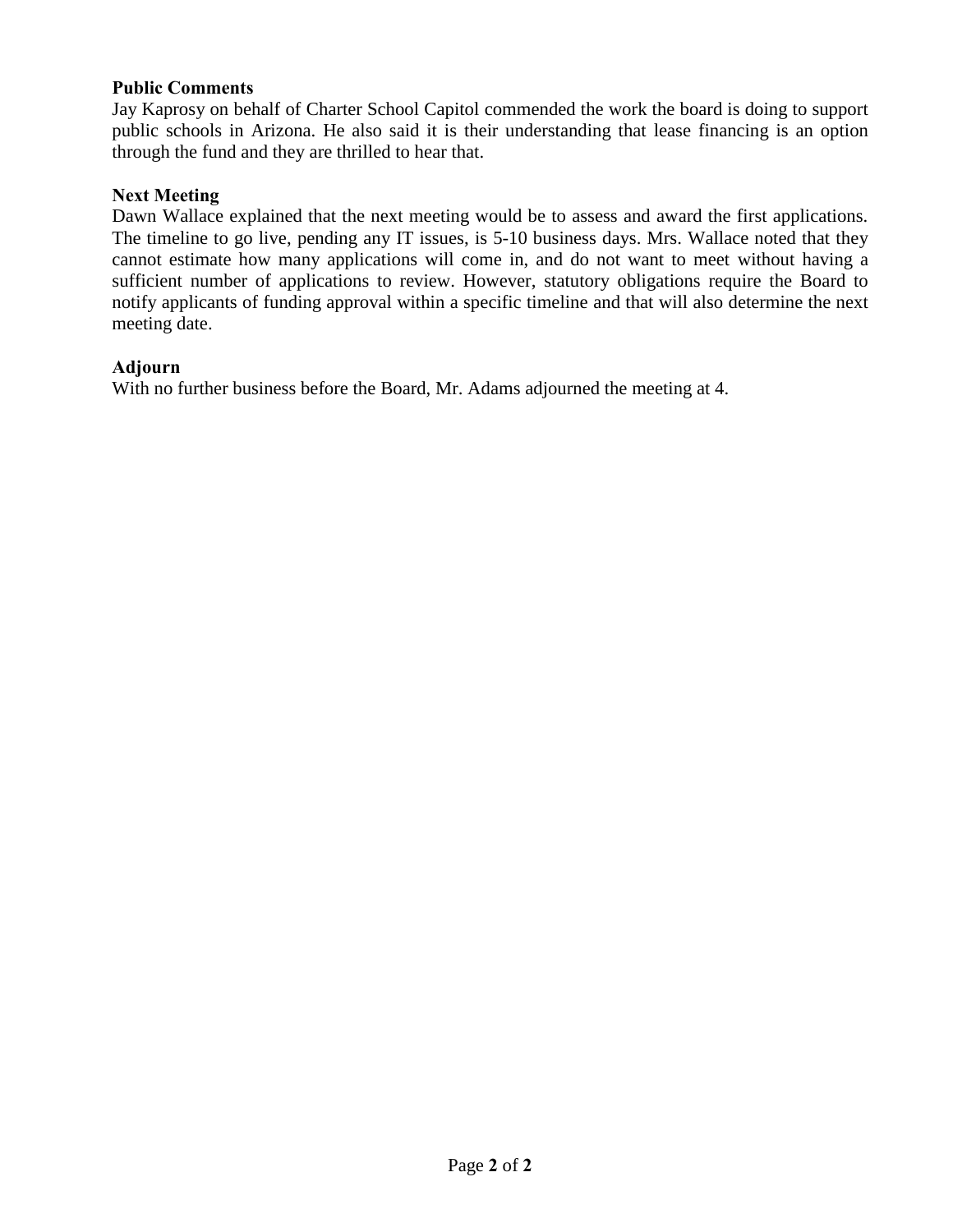**Public Comments**

Jay Kaprosy on behalf of Charter School Capitol commended the work the board is doing to support public schools in Arizona. He also said it is their understanding that lease financing is an option through the fund and they are thrilled to hear that.

**Next Meeting**

Dawn Wallace explained that the next meeting would be to assess and award the first applications. The timeline to go live, pending any IT issues, is 5-10 business days. Mrs. Wallace noted that they cannot estimate how many applications will come in, and do not want to meet without having a sufficient number of applications to review. However, statutory obligations require the Board to notify applicants of funding approval within a specific timeline and that will also determine the next meeting date.

**Adjourn**

With no further business before the Board, Mr. Adams adjourned the meeting at 4.